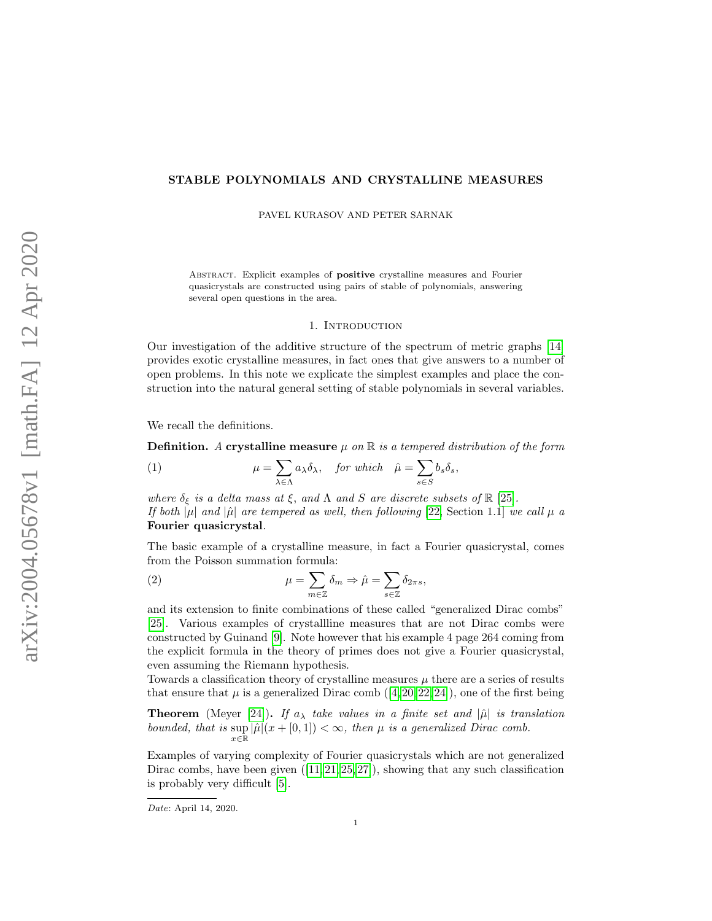# STABLE POLYNOMIALS AND CRYSTALLINE MEASURES

PAVEL KURASOV AND PETER SARNAK

Abstract. Explicit examples of **positive** crystalline measures and Fourier quasicrystals are constructed using pairs of stable of polynomials, answering several open questions in the area.

## 1. Introduction

Our investigation of the additive structure of the spectrum of metric graphs [14] provides exotic crystalline measures, in fact ones that give answers to a number of open problems. In this note we explicate the simplest examples and place the construction into the natural general setting of stable polynomials in several variables.

We recall the definitions.

**Definition.** *A* **crystalline measure** $\mu$ *on* $\mathbb{R}$ *is a tempered distribution of the form*

$$\mu = \sum_{\lambda \in \Lambda} a_\lambda \delta_\lambda, \quad \text{for which} \quad \hat{\mu} = \sum_{s \in S} b_s \delta_s, \tag{1}$$

*where* $\delta_\xi$ *is a delta mass at* $\xi$*, and* $\Lambda$ *and* $S$ *are discrete subsets of* $\mathbb{R}$ [25].
*If both* $|\mu|$ *and* $|\hat{\mu}|$ *are tempered as well, then following* [22, Section 1.1] *we call* $\mu$ *a* **Fourier quasicrystal**.

The basic example of a crystalline measure, in fact a Fourier quasicrystal, comes from the Poisson summation formula:

$$\mu = \sum_{m \in \mathbb{Z}} \delta_m \Rightarrow \hat{\mu} = \sum_{s \in \mathbb{Z}} \delta_{2\pi s}, \tag{2}$$

and its extension to finite combinations of these called "generalized Dirac combs" [25]. Various examples of crystallline measures that are not Dirac combs were constructed by Guinand [9]. Note however that his example 4 page 264 coming from the explicit formula in the theory of primes does not give a Fourier quasicrystal, even assuming the Riemann hypothesis.
Towards a classification theory of crystalline measures $\mu$ there are a series of results that ensure that $\mu$ is a generalized Dirac comb ([4, 20, 22, 24]), one of the first being

**Theorem** (Meyer [24]). *If* $a_\lambda$ *take values in a finite set and* $|\hat{\mu}|$ *is translation bounded, that is* $\sup_{x \in \mathbb{R}} |\hat{\mu}|(x + [0, 1]) < \infty$*, then* $\mu$ *is a generalized Dirac comb.*

Examples of varying complexity of Fourier quasicrystals which are not generalized Dirac combs, have been given ([11, 21, 25, 27]), showing that any such classification is probably very difficult [5].

*Date*: April 14, 2020.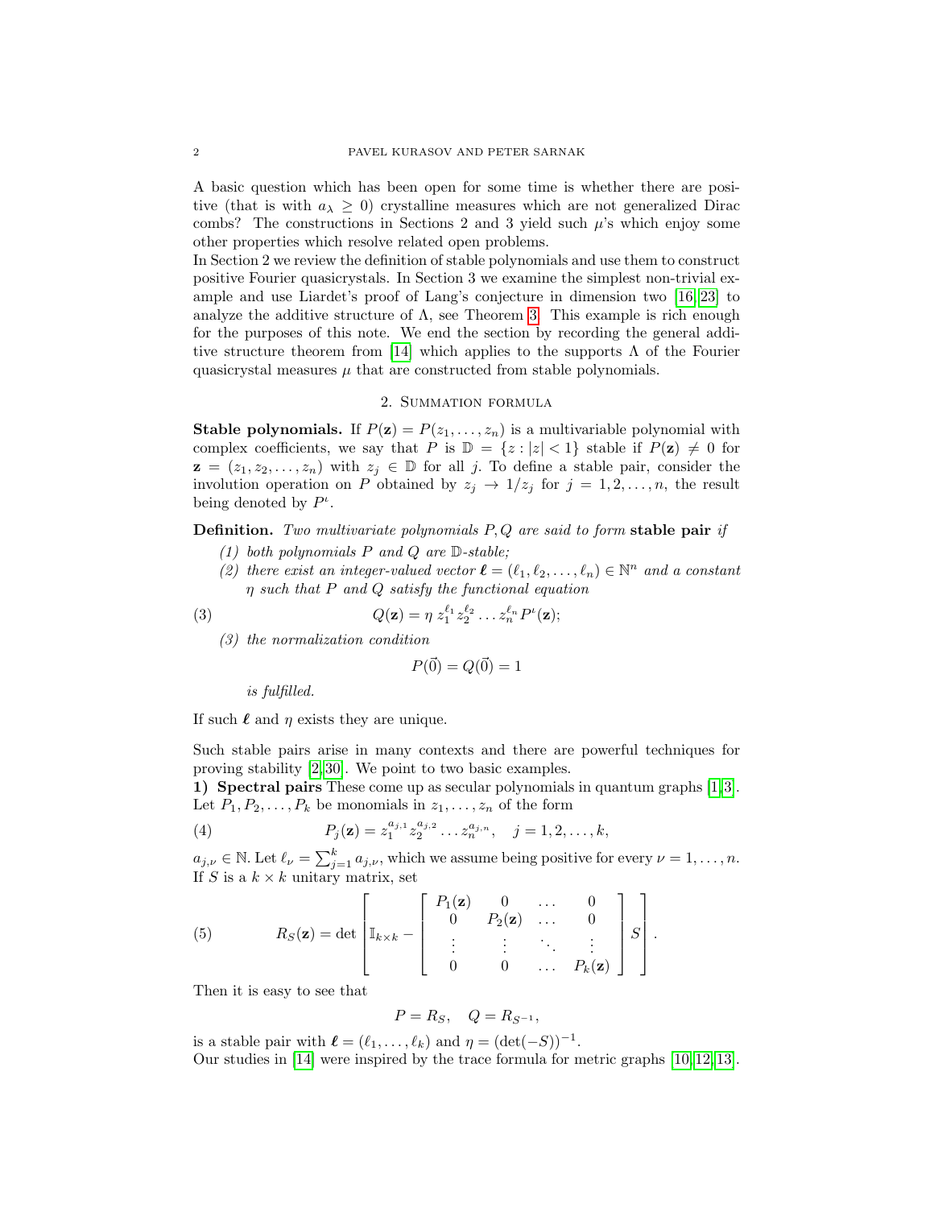A basic question which has been open for some time is whether there are positive (that is with $a_\lambda \geq 0$) crystalline measures which are not generalized Dirac combs? The constructions in Sections 2 and 3 yield such $\mu$'s which enjoy some other properties which resolve related open problems.

In Section 2 we review the definition of stable polynomials and use them to construct positive Fourier quasicrystals. In Section 3 we examine the simplest non-trivial example and use Liardet's proof of Lang's conjecture in dimension two [16,23] to analyze the additive structure of $\Lambda$, see Theorem 3. This example is rich enough for the purposes of this note. We end the section by recording the general additive structure theorem from [14] which applies to the supports $\Lambda$ of the Fourier quasicrystal measures $\mu$ that are constructed from stable polynomials.

## 2. Summation formula

**Stable polynomials.** If $P(\mathbf{z}) = P(z_1, \dots, z_n)$ is a multivariable polynomial with complex coefficients, we say that $P$ is $\mathbb{D} = \{z : |z| < 1\}$ stable if $P(\mathbf{z}) \neq 0$ for $\mathbf{z} = (z_1, z_2, \dots, z_n)$ with $z_j \in \mathbb{D}$ for all $j$. To define a stable pair, consider the involution operation on $P$ obtained by $z_j \to 1/z_j$ for $j = 1, 2, \dots, n$, the result being denoted by $P^\iota$.

**Definition.** *Two multivariate polynomials $P, Q$ are said to form* **stable pair** *if*

1. *both polynomials $P$ and $Q$ are $\mathbb{D}$-stable;*
2. *there exist an integer-valued vector $\boldsymbol{\ell} = (\ell_1, \ell_2, \dots, \ell_n) \in \mathbb{N}^n$ and a constant $\eta$ such that $P$ and $Q$ satisfy the functional equation*

$$Q(\mathbf{z}) = \eta \, z_1^{\ell_1} z_2^{\ell_2} \dots z_n^{\ell_n} P^\iota(\mathbf{z}); \tag{3}$$

3. *the normalization condition*

$$P(\vec{0}) = Q(\vec{0}) = 1$$

   *is fulfilled.*

If such $\boldsymbol{\ell}$ and $\eta$ exists they are unique.

Such stable pairs arise in many contexts and there are powerful techniques for proving stability [2,30]. We point to two basic examples.

**1) Spectral pairs** These come up as secular polynomials in quantum graphs [1,3]. Let $P_1, P_2, \dots, P_k$ be monomials in $z_1, \dots, z_n$ of the form

$$P_j(\mathbf{z}) = z_1^{a_{j,1}} z_2^{a_{j,2}} \dots z_n^{a_{j,n}}, \quad j = 1, 2, \dots, k, \tag{4}$$

$a_{j,\nu} \in \mathbb{N}$. Let $\ell_\nu = \sum_{j=1}^k a_{j,\nu}$, which we assume being positive for every $\nu = 1, \dots, n$. If $S$ is a $k \times k$ unitary matrix, set

$$R_S(\mathbf{z}) = \det \left[ \mathbb{I}_{k \times k} - \begin{bmatrix} P_1(\mathbf{z}) & 0 & \dots & 0 \\ 0 & P_2(\mathbf{z}) & \dots & 0 \\ \vdots & \vdots & \ddots & \vdots \\ 0 & 0 & \dots & P_k(\mathbf{z}) \end{bmatrix} S \right]. \tag{5}$$

Then it is easy to see that

$$P = R_S, \quad Q = R_{S^{-1}},$$

is a stable pair with $\boldsymbol{\ell} = (\ell_1, \dots, \ell_k)$ and $\eta = (\det(-S))^{-1}$.

Our studies in [14] were inspired by the trace formula for metric graphs [10,12,13].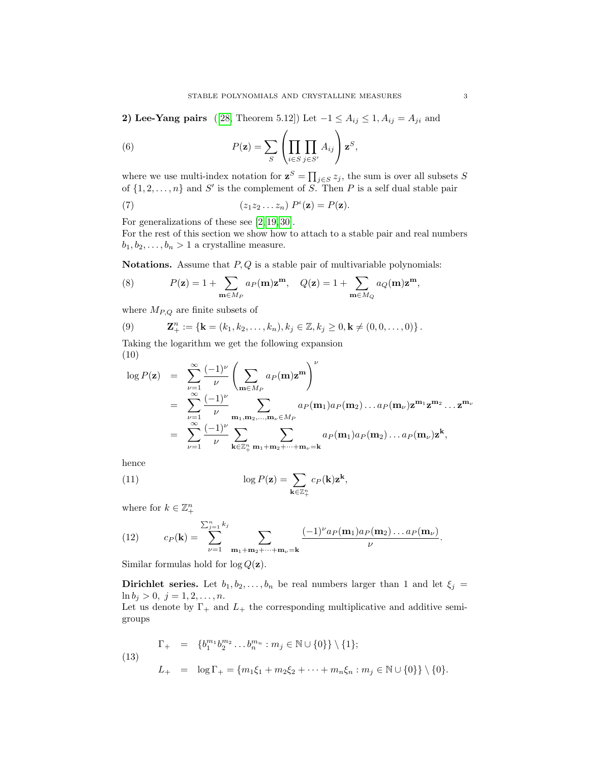**2) Lee-Yang pairs** ([28, Theorem 5.12]) Let $-1 \le A_{ij} \le 1, A_{ij} = A_{ji}$ and

$$P(\mathbf{z}) = \sum_{S} \left( \prod_{i \in S} \prod_{j \in S'} A_{ij} \right) \mathbf{z}^S, \tag{6}$$

where we use multi-index notation for $\mathbf{z}^S = \prod_{j\in S} z_j$, the sum is over all subsets $S$ of $\{1, 2, \dots, n\}$ and $S'$ is the complement of $S$. Then $P$ is a self dual stable pair

$$(z_1 z_2 \dots z_n)\; P^\iota(\mathbf{z}) = P(\mathbf{z}). \tag{7}$$

For generalizations of these see [2, 19, 30].

For the rest of this section we show how to attach to a stable pair and real numbers $b_1, b_2, \dots, b_n > 1$ a crystalline measure.

**Notations.** Assume that $P, Q$ is a stable pair of multivariable polynomials:

$$P(\mathbf{z}) = 1 + \sum_{\mathbf{m} \in M_P} a_P(\mathbf{m}) \mathbf{z}^{\mathbf{m}}, \quad Q(\mathbf{z}) = 1 + \sum_{\mathbf{m} \in M_Q} a_Q(\mathbf{m}) \mathbf{z}^{\mathbf{m}}, \tag{8}$$

where $M_{P,Q}$ are finite subsets of

$$\mathbf{Z}^n_+ := \{\mathbf{k} = (k_1, k_2, \dots, k_n), k_j \in \mathbb{Z}, k_j \ge 0, \mathbf{k} \neq (0, 0, \dots, 0)\}. \tag{9}$$

Taking the logarithm we get the following expansion

$$\begin{aligned}
\log P(\mathbf{z}) &= \sum_{\nu=1}^{\infty} \frac{(-1)^\nu}{\nu} \left( \sum_{\mathbf{m}\in M_P} a_P(\mathbf{m}) \mathbf{z}^{\mathbf{m}} \right)^\nu \\
&= \sum_{\nu=1}^{\infty} \frac{(-1)^\nu}{\nu} \sum_{\mathbf{m}_1, \mathbf{m}_2, \dots, \mathbf{m}_\nu \in M_P} a_P(\mathbf{m}_1) a_P(\mathbf{m}_2) \dots a_P(\mathbf{m}_\nu) \mathbf{z}^{\mathbf{m}_1} \mathbf{z}^{\mathbf{m}_2} \dots \mathbf{z}^{\mathbf{m}_\nu} \\
&= \sum_{\nu=1}^{\infty} \frac{(-1)^\nu}{\nu} \sum_{\mathbf{k}\in \mathbb{Z}^n_+} \sum_{\mathbf{m}_1 + \mathbf{m}_2 + \dots + \mathbf{m}_\nu = \mathbf{k}} a_P(\mathbf{m}_1) a_P(\mathbf{m}_2) \dots a_P(\mathbf{m}_\nu) \mathbf{z}^{\mathbf{k}},
\end{aligned} \tag{10}$$

hence

$$\log P(\mathbf{z}) = \sum_{\mathbf{k} \in \mathbb{Z}^n_+} c_P(\mathbf{k}) \mathbf{z}^{\mathbf{k}}, \tag{11}$$

where for $k \in \mathbb{Z}^n_+$

$$c_P(\mathbf{k}) = \sum_{\nu=1}^{\sum_{j=1}^n k_j} \sum_{\mathbf{m}_1 + \mathbf{m}_2 + \dots + \mathbf{m}_\nu = \mathbf{k}} \frac{(-1)^\nu a_P(\mathbf{m}_1) a_P(\mathbf{m}_2) \dots a_P(\mathbf{m}_\nu)}{\nu}. \tag{12}$$

Similar formulas hold for $\log Q(\mathbf{z})$.

**Dirichlet series.** Let $b_1, b_2, \dots, b_n$ be real numbers larger than 1 and let $\xi_j = \ln b_j > 0,\ j = 1, 2, \dots, n$.

Let us denote by $\Gamma_+$ and $L_+$ the corresponding multiplicative and additive semigroups

$$\begin{aligned}
\Gamma_+ &= \{b_1^{m_1} b_2^{m_2} \dots b_n^{m_n} : m_j \in \mathbb{N} \cup \{0\}\} \setminus \{1\}; \\
L_+ &= \log \Gamma_+ = \{m_1 \xi_1 + m_2 \xi_2 + \dots + m_n \xi_n : m_j \in \mathbb{N} \cup \{0\}\} \setminus \{0\}.
\end{aligned} \tag{13}$$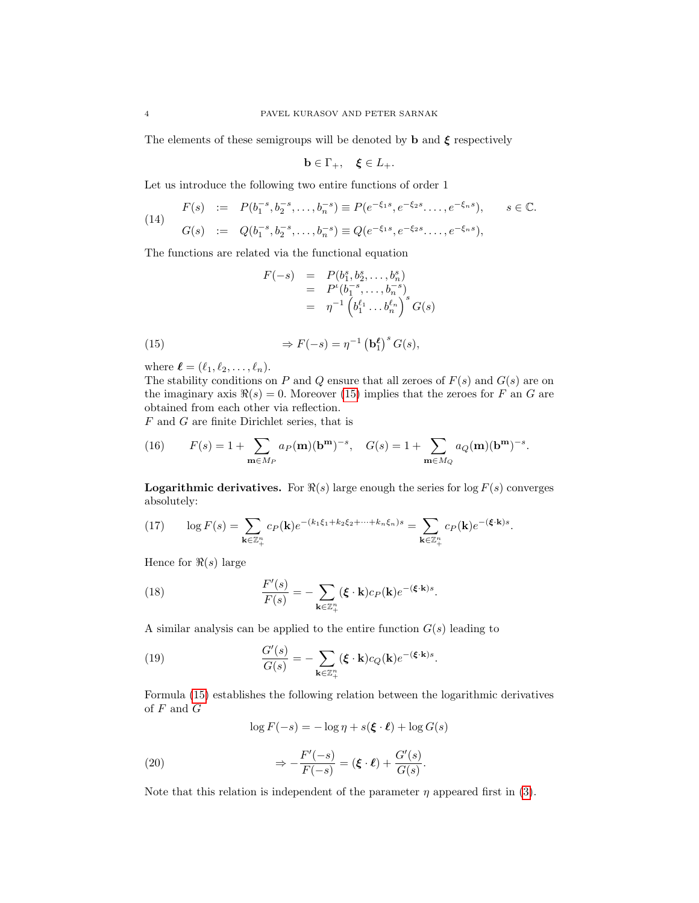The elements of these semigroups will be denoted by $\mathbf{b}$ and $\boldsymbol{\xi}$ respectively

$$\mathbf{b} \in \Gamma_+, \quad \boldsymbol{\xi} \in L_+.$$

Let us introduce the following two entire functions of order 1

$$\begin{array}{rcl} F(s) & := & P(b_1^{-s}, b_2^{-s}, \dots, b_n^{-s}) \equiv P(e^{-\xi_1 s}, e^{-\xi_2 s}, \dots, e^{-\xi_n s}), \qquad s \in \mathbb{C}. \\ G(s) & := & Q(b_1^{-s}, b_2^{-s}, \dots, b_n^{-s}) \equiv Q(e^{-\xi_1 s}, e^{-\xi_2 s}, \dots, e^{-\xi_n s}), \end{array} \tag{14}$$

The functions are related via the functional equation

$$\begin{array}{rcl} F(-s) & = & P(b_1^s, b_2^s, \dots, b_n^s) \\ & = & P^\iota(b_1^{-s}, \dots, b_n^{-s}) \\ & = & \eta^{-1} \left( b_1^{\ell_1} \dots b_n^{\ell_n} \right)^s G(s) \end{array}$$

$$\Rightarrow F(-s) = \eta^{-1} \left( \mathbf{b}_1^{\boldsymbol{\ell}} \right)^s G(s), \tag{15}$$

where $\boldsymbol{\ell} = (\ell_1, \ell_2, \dots, \ell_n)$.
The stability conditions on $P$ and $Q$ ensure that all zeroes of $F(s)$ and $G(s)$ are on the imaginary axis $\Re(s) = 0$. Moreover (15) implies that the zeroes for $F$ an $G$ are obtained from each other via reflection.
$F$ and $G$ are finite Dirichlet series, that is

$$F(s) = 1 + \sum_{\mathbf{m} \in M_P} a_P(\mathbf{m}) (\mathbf{b}^{\mathbf{m}})^{-s}, \quad G(s) = 1 + \sum_{\mathbf{m} \in M_Q} a_Q(\mathbf{m}) (\mathbf{b}^{\mathbf{m}})^{-s}. \tag{16}$$

**Logarithmic derivatives.** For $\Re(s)$ large enough the series for $\log F(s)$ converges absolutely:

$$\log F(s) = \sum_{\mathbf{k} \in \mathbb{Z}_+^n} c_P(\mathbf{k}) e^{-(k_1 \xi_1 + k_2 \xi_2 + \dots + k_n \xi_n)s} = \sum_{\mathbf{k} \in \mathbb{Z}_+^n} c_P(\mathbf{k}) e^{-(\boldsymbol{\xi} \cdot \mathbf{k})s}. \tag{17}$$

Hence for $\Re(s)$ large

$$\frac{F'(s)}{F(s)} = - \sum_{\mathbf{k} \in \mathbb{Z}_+^n} (\boldsymbol{\xi} \cdot \mathbf{k}) c_P(\mathbf{k}) e^{-(\boldsymbol{\xi} \cdot \mathbf{k})s}. \tag{18}$$

A similar analysis can be applied to the entire function $G(s)$ leading to

$$\frac{G'(s)}{G(s)} = - \sum_{\mathbf{k} \in \mathbb{Z}_+^n} (\boldsymbol{\xi} \cdot \mathbf{k}) c_Q(\mathbf{k}) e^{-(\boldsymbol{\xi} \cdot \mathbf{k})s}. \tag{19}$$

Formula (15) establishes the following relation between the logarithmic derivatives of $F$ and $G$

$$\log F(-s) = -\log \eta + s(\boldsymbol{\xi} \cdot \boldsymbol{\ell}) + \log G(s)$$

$$\Rightarrow -\frac{F'(-s)}{F(-s)} = (\boldsymbol{\xi} \cdot \boldsymbol{\ell}) + \frac{G'(s)}{G(s)}. \tag{20}$$

Note that this relation is independent of the parameter $\eta$ appeared first in (3).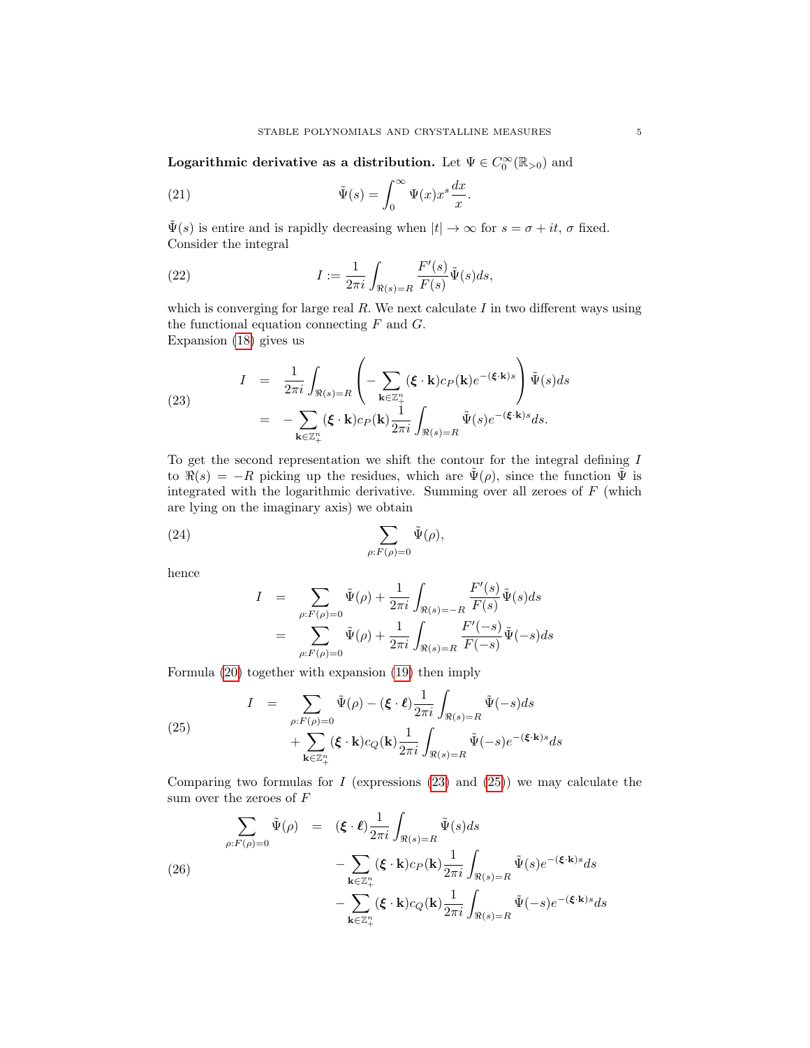**Logarithmic derivative as a distribution.** Let $\Psi \in C_0^\infty(\mathbb{R}_{>0})$ and

$$
\tilde{\Psi}(s) = \int_0^\infty \Psi(x) x^s \frac{dx}{x}. \tag{21}
$$

$\tilde{\Psi}(s)$ is entire and is rapidly decreasing when $|t| \to \infty$ for $s = \sigma + it$, $\sigma$ fixed. Consider the integral

$$
I := \frac{1}{2\pi i} \int_{\Re(s)=R} \frac{F'(s)}{F(s)} \tilde{\Psi}(s) ds, \tag{22}
$$

which is converging for large real $R$. We next calculate $I$ in two different ways using the functional equation connecting $F$ and $G$.
Expansion (18) gives us

$$
\begin{aligned}
I &= \frac{1}{2\pi i} \int_{\Re(s)=R} \left( - \sum_{\mathbf{k} \in \mathbb{Z}_+^n} (\boldsymbol{\xi} \cdot \mathbf{k}) c_P(\mathbf{k}) e^{-(\boldsymbol{\xi} \cdot \mathbf{k})s} \right) \tilde{\Psi}(s) ds \\
&= - \sum_{\mathbf{k} \in \mathbb{Z}_+^n} (\boldsymbol{\xi} \cdot \mathbf{k}) c_P(\mathbf{k}) \frac{1}{2\pi i} \int_{\Re(s)=R} \tilde{\Psi}(s) e^{-(\boldsymbol{\xi} \cdot \mathbf{k})s} ds.
\end{aligned} \tag{23}
$$

To get the second representation we shift the contour for the integral defining $I$ to $\Re(s) = -R$ picking up the residues, which are $\tilde{\Psi}(\rho)$, since the function $\tilde{\Psi}$ is integrated with the logarithmic derivative. Summing over all zeroes of $F$ (which are lying on the imaginary axis) we obtain

$$
\sum_{\rho : F(\rho)=0} \tilde{\Psi}(\rho), \tag{24}
$$

hence

$$
\begin{aligned}
I &= \sum_{\rho : F(\rho)=0} \tilde{\Psi}(\rho) + \frac{1}{2\pi i} \int_{\Re(s)=-R} \frac{F'(s)}{F(s)} \tilde{\Psi}(s) ds \\
&= \sum_{\rho : F(\rho)=0} \tilde{\Psi}(\rho) + \frac{1}{2\pi i} \int_{\Re(s)=R} \frac{F'(-s)}{F(-s)} \tilde{\Psi}(-s) ds
\end{aligned}
$$

Formula (20) together with expansion (19) then imply

$$
\begin{aligned}
I = & \sum_{\rho : F(\rho)=0} \tilde{\Psi}(\rho) - (\boldsymbol{\xi} \cdot \boldsymbol{\ell}) \frac{1}{2\pi i} \int_{\Re(s)=R} \tilde{\Psi}(-s) ds \\
& + \sum_{\mathbf{k} \in \mathbb{Z}_+^n} (\boldsymbol{\xi} \cdot \mathbf{k}) c_Q(\mathbf{k}) \frac{1}{2\pi i} \int_{\Re(s)=R} \tilde{\Psi}(-s) e^{-(\boldsymbol{\xi} \cdot \mathbf{k})s} ds
\end{aligned} \tag{25}
$$

Comparing two formulas for $I$ (expressions (23) and (25)) we may calculate the sum over the zeroes of $F$

$$
\begin{aligned}
\sum_{\rho : F(\rho)=0} \tilde{\Psi}(\rho) = & (\boldsymbol{\xi} \cdot \boldsymbol{\ell}) \frac{1}{2\pi i} \int_{\Re(s)=R} \tilde{\Psi}(s) ds \\
& - \sum_{\mathbf{k} \in \mathbb{Z}_+^n} (\boldsymbol{\xi} \cdot \mathbf{k}) c_P(\mathbf{k}) \frac{1}{2\pi i} \int_{\Re(s)=R} \tilde{\Psi}(s) e^{-(\boldsymbol{\xi} \cdot \mathbf{k})s} ds \\
& - \sum_{\mathbf{k} \in \mathbb{Z}_+^n} (\boldsymbol{\xi} \cdot \mathbf{k}) c_Q(\mathbf{k}) \frac{1}{2\pi i} \int_{\Re(s)=R} \tilde{\Psi}(-s) e^{-(\boldsymbol{\xi} \cdot \mathbf{k})s} ds
\end{aligned} \tag{26}
$$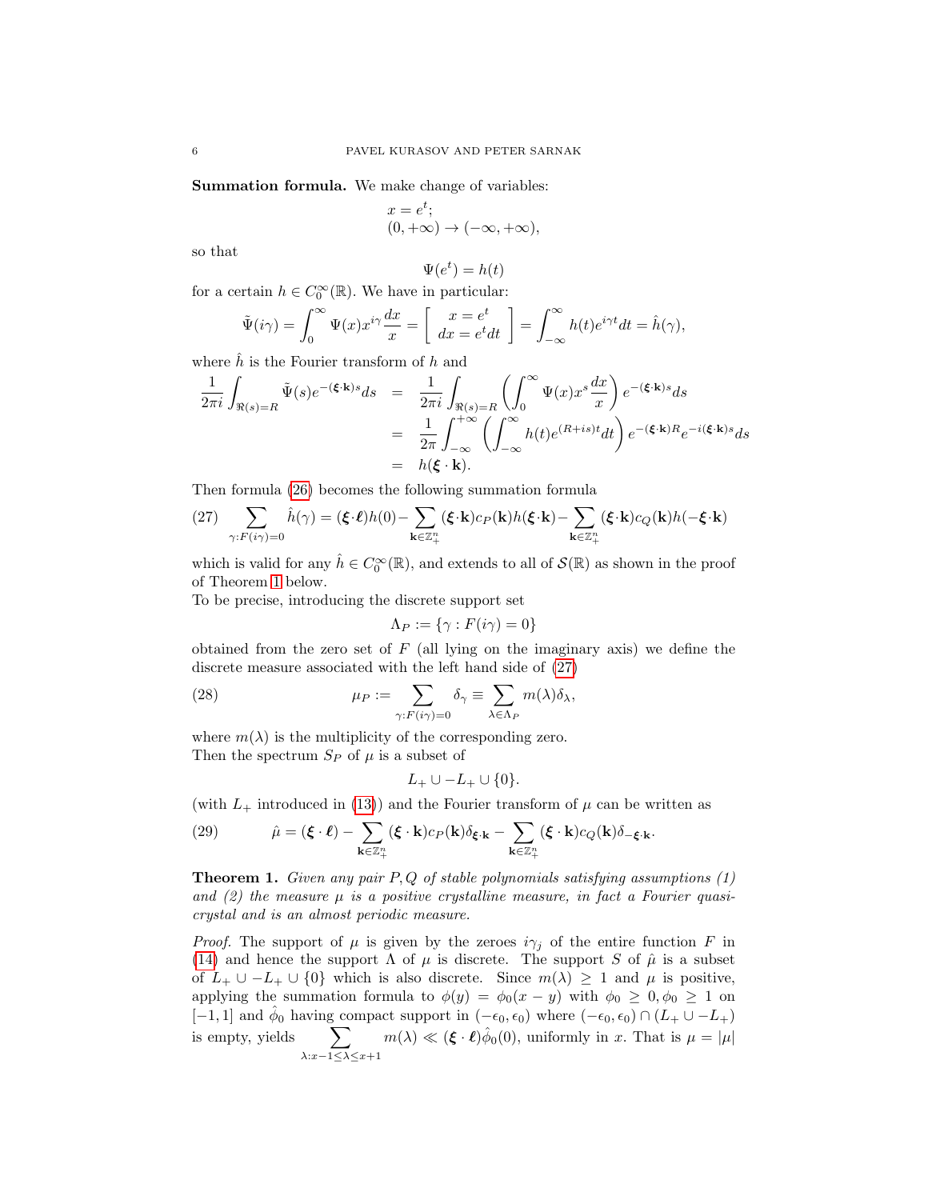**Summation formula.** We make change of variables:

$$x = e^t;$$
$$(0, +\infty) \to (-\infty, +\infty),$$

so that

$$\Psi(e^t) = h(t)$$

for a certain $h \in C_0^\infty(\mathbb{R})$. We have in particular:

$$\tilde{\Psi}(i\gamma) = \int_0^\infty \Psi(x) x^{i\gamma} \frac{dx}{x} = \left[ \begin{array}{c} x = e^t \\ dx = e^t dt \end{array} \right] = \int_{-\infty}^{\infty} h(t) e^{i\gamma t} dt = \hat{h}(\gamma),$$

where $\hat{h}$ is the Fourier transform of $h$ and

$$\begin{aligned}
\frac{1}{2\pi i} \int_{\Re(s)=R} \tilde{\Psi}(s) e^{-(\boldsymbol{\xi}\cdot\mathbf{k})s} ds &= \frac{1}{2\pi i} \int_{\Re(s)=R} \left( \int_0^\infty \Psi(x) x^s \frac{dx}{x} \right) e^{-(\boldsymbol{\xi}\cdot\mathbf{k})s} ds \\
&= \frac{1}{2\pi} \int_{-\infty}^{+\infty} \left( \int_{-\infty}^{\infty} h(t) e^{(R+is)t} dt \right) e^{-(\boldsymbol{\xi}\cdot\mathbf{k})R} e^{-i(\boldsymbol{\xi}\cdot\mathbf{k})s} ds \\
&= h(\boldsymbol{\xi}\cdot\mathbf{k}).
\end{aligned}$$

Then formula (26) becomes the following summation formula

$$\sum_{\gamma : F(i\gamma)=0} \hat{h}(\gamma) = (\boldsymbol{\xi}\cdot\boldsymbol{\ell}) h(0) - \sum_{\mathbf{k}\in\mathbb{Z}_+^n} (\boldsymbol{\xi}\cdot\mathbf{k}) c_P(\mathbf{k}) h(\boldsymbol{\xi}\cdot\mathbf{k}) - \sum_{\mathbf{k}\in\mathbb{Z}_+^n} (\boldsymbol{\xi}\cdot\mathbf{k}) c_Q(\mathbf{k}) h(-\boldsymbol{\xi}\cdot\mathbf{k}) \tag{27}$$

which is valid for any $\hat{h} \in C_0^\infty(\mathbb{R})$, and extends to all of $\mathcal{S}(\mathbb{R})$ as shown in the proof of Theorem 1 below.

To be precise, introducing the discrete support set

$$\Lambda_P := \{\gamma : F(i\gamma) = 0\}$$

obtained from the zero set of $F$ (all lying on the imaginary axis) we define the discrete measure associated with the left hand side of (27)

$$\mu_P := \sum_{\gamma : F(i\gamma)=0} \delta_\gamma \equiv \sum_{\lambda\in\Lambda_P} m(\lambda) \delta_\lambda, \tag{28}$$

where $m(\lambda)$ is the multiplicity of the corresponding zero.

Then the spectrum $S_P$ of $\mu$ is a subset of

$$L_+ \cup -L_+ \cup \{0\}.$$

(with $L_+$ introduced in (13)) and the Fourier transform of $\mu$ can be written as

$$\hat{\mu} = (\boldsymbol{\xi}\cdot\boldsymbol{\ell}) - \sum_{\mathbf{k}\in\mathbb{Z}_+^n} (\boldsymbol{\xi}\cdot\mathbf{k}) c_P(\mathbf{k}) \delta_{\boldsymbol{\xi}\cdot\mathbf{k}} - \sum_{\mathbf{k}\in\mathbb{Z}_+^n} (\boldsymbol{\xi}\cdot\mathbf{k}) c_Q(\mathbf{k}) \delta_{-\boldsymbol{\xi}\cdot\mathbf{k}}. \tag{29}$$

**Theorem 1.** *Given any pair $P, Q$ of stable polynomials satisfying assumptions (1) and (2) the measure $\mu$ is a positive crystalline measure, in fact a Fourier quasicrystal and is an almost periodic measure.*

*Proof.* The support of $\mu$ is given by the zeroes $i\gamma_j$ of the entire function $F$ in (14) and hence the support $\Lambda$ of $\mu$ is discrete. The support $S$ of $\hat{\mu}$ is a subset of $L_+ \cup -L_+ \cup \{0\}$ which is also discrete. Since $m(\lambda) \geq 1$ and $\mu$ is positive, applying the summation formula to $\phi(y) = \phi_0(x - y)$ with $\phi_0 \geq 0, \phi_0 \geq 1$ on $[-1, 1]$ and $\hat{\phi}_0$ having compact support in $(-\epsilon_0, \epsilon_0)$ where $(-\epsilon_0, \epsilon_0) \cap (L_+ \cup -L_+)$ is empty, yields $\displaystyle\sum_{\lambda : x-1 \leq \lambda \leq x+1} m(\lambda) \ll (\boldsymbol{\xi}\cdot\boldsymbol{\ell}) \hat{\phi}_0(0)$, uniformly in $x$. That is $\mu = |\mu|$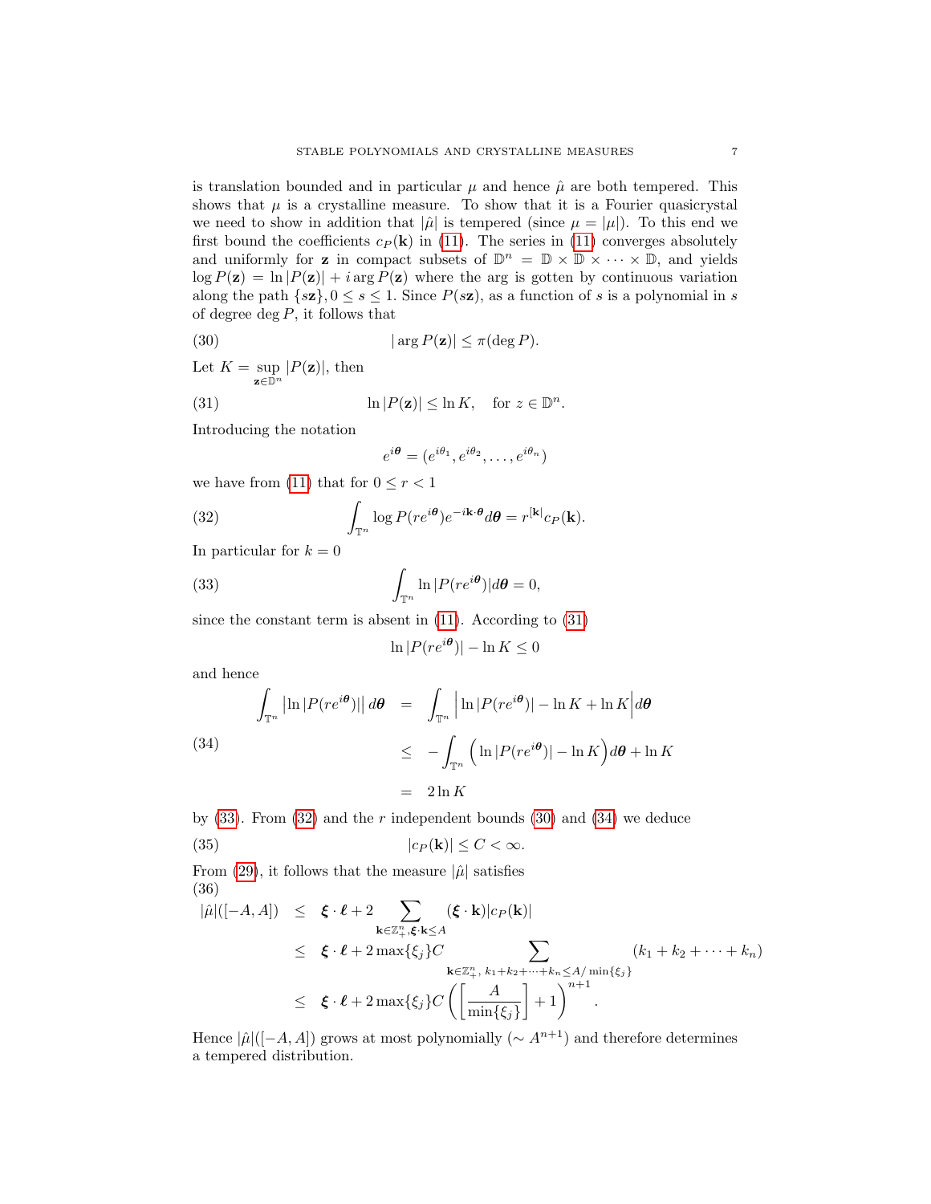is translation bounded and in particular $\mu$ and hence $\hat{\mu}$ are both tempered. This shows that $\mu$ is a crystalline measure. To show that it is a Fourier quasicrystal we need to show in addition that $|\hat{\mu}|$ is tempered (since $\mu = |\mu|$). To this end we first bound the coefficients $c_P(\mathbf{k})$ in (11). The series in (11) converges absolutely and uniformly for $\mathbf{z}$ in compact subsets of $\mathbb{D}^n = \mathbb{D} \times \mathbb{D} \times \cdots \times \mathbb{D}$, and yields $\log P(\mathbf{z}) = \ln |P(\mathbf{z})| + i \arg P(\mathbf{z})$ where the arg is gotten by continuous variation along the path $\{s\mathbf{z}\}, 0 \leq s \leq 1$. Since $P(s\mathbf{z})$, as a function of $s$ is a polynomial in $s$ of degree $\deg P$, it follows that

$$|\arg P(\mathbf{z})| \leq \pi(\deg P). \tag{30}$$

Let $K = \sup_{\mathbf{z} \in \mathbb{D}^n} |P(\mathbf{z})|$, then

$$\ln |P(\mathbf{z})| \leq \ln K, \quad \text{for } z \in \mathbb{D}^n. \tag{31}$$

Introducing the notation

$$e^{i\boldsymbol{\theta}} = (e^{i\theta_1}, e^{i\theta_2}, \ldots, e^{i\theta_n})$$

we have from (11) that for $0 \leq r < 1$

$$\int_{\mathbb{T}^n} \log P(re^{i\boldsymbol{\theta}}) e^{-i\mathbf{k}\cdot\boldsymbol{\theta}} d\boldsymbol{\theta} = r^{|\mathbf{k}|} c_P(\mathbf{k}). \tag{32}$$

In particular for $k = 0$

$$\int_{\mathbb{T}^n} \ln |P(re^{i\boldsymbol{\theta}})| d\boldsymbol{\theta} = 0, \tag{33}$$

since the constant term is absent in (11). According to (31)

$$\ln |P(re^{i\boldsymbol{\theta}})| - \ln K \leq 0$$

and hence

$$\begin{aligned}
\int_{\mathbb{T}^n} \left| \ln |P(re^{i\boldsymbol{\theta}})| \right| d\boldsymbol{\theta} &= \int_{\mathbb{T}^n} \left| \ln |P(re^{i\boldsymbol{\theta}})| - \ln K + \ln K \right| d\boldsymbol{\theta} \\
&\leq -\int_{\mathbb{T}^n} \left( \ln |P(re^{i\boldsymbol{\theta}})| - \ln K \right) d\boldsymbol{\theta} + \ln K \\
&= 2 \ln K
\end{aligned} \tag{34}$$

by (33). From (32) and the $r$ independent bounds (30) and (34) we deduce

$$|c_P(\mathbf{k})| \leq C < \infty. \tag{35}$$

From (29), it follows that the measure $|\hat{\mu}|$ satisfies

$$\begin{aligned}
|\hat{\mu}|([-A, A]) &\leq \boldsymbol{\xi} \cdot \boldsymbol{\ell} + 2 \sum_{\mathbf{k} \in \mathbb{Z}^n_+, \boldsymbol{\xi}\cdot\mathbf{k} \leq A} (\boldsymbol{\xi} \cdot \mathbf{k}) |c_P(\mathbf{k})| \\
&\leq \boldsymbol{\xi} \cdot \boldsymbol{\ell} + 2 \max\{\xi_j\} C \sum_{\mathbf{k} \in \mathbb{Z}^n_+,\, k_1 + k_2 + \cdots + k_n \leq A/\min\{\xi_j\}} (k_1 + k_2 + \cdots + k_n) \\
&\leq \boldsymbol{\xi} \cdot \boldsymbol{\ell} + 2 \max\{\xi_j\} C \left( \left[ \frac{A}{\min\{\xi_j\}} \right] + 1 \right)^{n+1}.
\end{aligned} \tag{36}$$

Hence $|\hat{\mu}|([-A, A])$ grows at most polynomially ($\sim A^{n+1}$) and therefore determines a tempered distribution.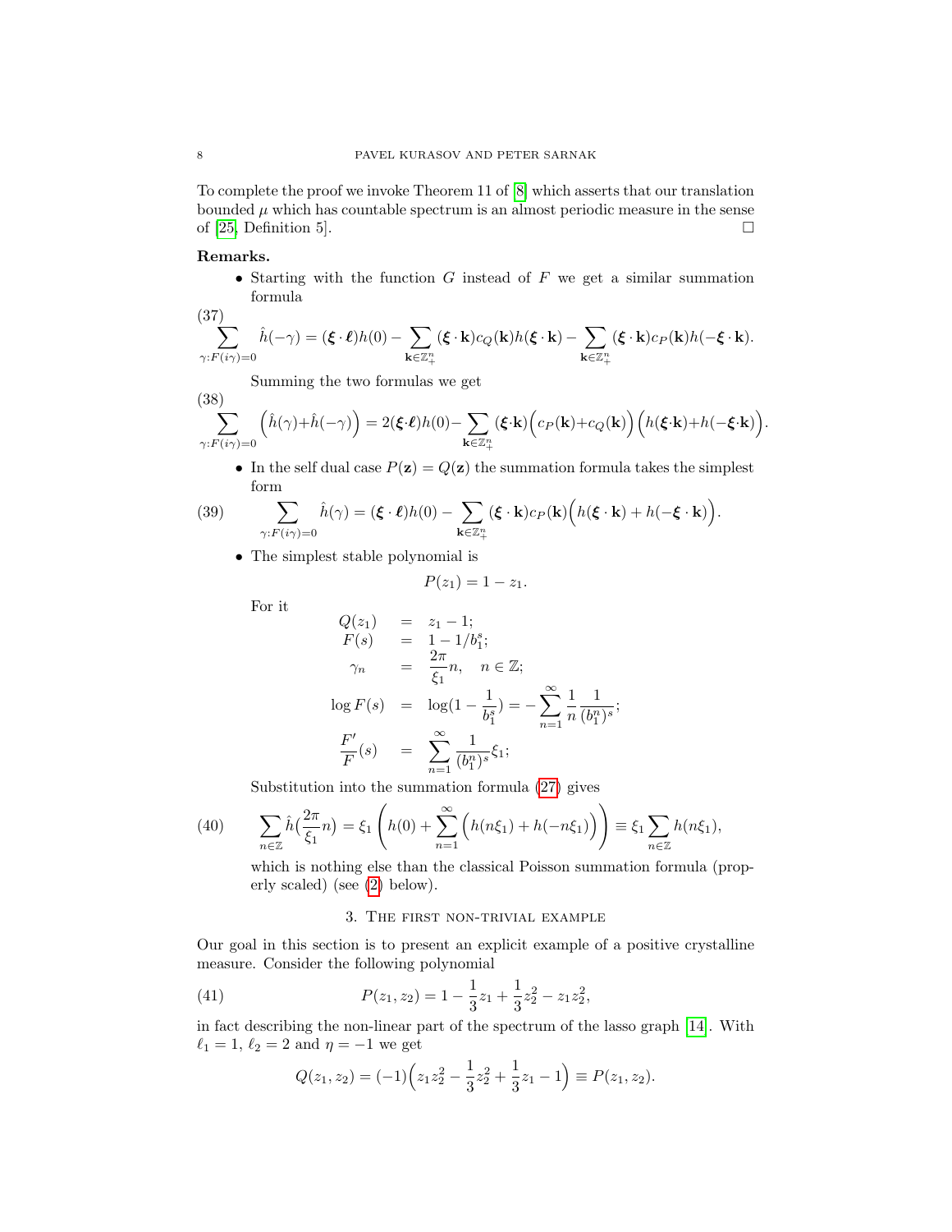To complete the proof we invoke Theorem 11 of [8] which asserts that our translation bounded $\mu$ which has countable spectrum is an almost periodic measure in the sense of [25, Definition 5]. □

**Remarks.**

- Starting with the function $G$ instead of $F$ we get a similar summation formula

$$\sum_{\gamma: F(i\gamma)=0} \hat{h}(-\gamma) = (\boldsymbol{\xi}\cdot\boldsymbol{\ell})h(0) - \sum_{\mathbf{k}\in\mathbb{Z}_+^n} (\boldsymbol{\xi}\cdot\mathbf{k})c_Q(\mathbf{k})h(\boldsymbol{\xi}\cdot\mathbf{k}) - \sum_{\mathbf{k}\in\mathbb{Z}_+^n} (\boldsymbol{\xi}\cdot\mathbf{k})c_P(\mathbf{k})h(-\boldsymbol{\xi}\cdot\mathbf{k}). \tag{37}$$

  Summing the two formulas we get

$$\sum_{\gamma: F(i\gamma)=0} \Big(\hat{h}(\gamma)+\hat{h}(-\gamma)\Big) = 2(\boldsymbol{\xi}\cdot\boldsymbol{\ell})h(0) - \sum_{\mathbf{k}\in\mathbb{Z}_+^n} (\boldsymbol{\xi}\cdot\mathbf{k})\Big(c_P(\mathbf{k})+c_Q(\mathbf{k})\Big)\Big(h(\boldsymbol{\xi}\cdot\mathbf{k})+h(-\boldsymbol{\xi}\cdot\mathbf{k})\Big). \tag{38}$$

- In the self dual case $P(\mathbf{z}) = Q(\mathbf{z})$ the summation formula takes the simplest form

$$\sum_{\gamma: F(i\gamma)=0} \hat{h}(\gamma) = (\boldsymbol{\xi}\cdot\boldsymbol{\ell})h(0) - \sum_{\mathbf{k}\in\mathbb{Z}_+^n} (\boldsymbol{\xi}\cdot\mathbf{k})c_P(\mathbf{k})\Big(h(\boldsymbol{\xi}\cdot\mathbf{k})+h(-\boldsymbol{\xi}\cdot\mathbf{k})\Big). \tag{39}$$

- The simplest stable polynomial is

$$P(z_1) = 1 - z_1.$$

  For it

$$\begin{array}{rcl} Q(z_1) & = & z_1 - 1; \\ F(s) & = & 1 - 1/b_1^s; \\ \gamma_n & = & \dfrac{2\pi}{\xi_1} n, \quad n\in\mathbb{Z}; \\ \log F(s) & = & \log(1-\dfrac{1}{b_1^s}) = -\displaystyle\sum_{n=1}^{\infty}\frac{1}{n}\frac{1}{(b_1^n)^s}; \\ \dfrac{F'}{F}(s) & = & \displaystyle\sum_{n=1}^{\infty}\frac{1}{(b_1^n)^s}\xi_1; \end{array}$$

  Substitution into the summation formula (27) gives

$$\sum_{n\in\mathbb{Z}} \hat{h}\big(\frac{2\pi}{\xi_1}n\big) = \xi_1\left(h(0) + \sum_{n=1}^{\infty}\Big(h(n\xi_1)+h(-n\xi_1)\Big)\right) \equiv \xi_1 \sum_{n\in\mathbb{Z}} h(n\xi_1), \tag{40}$$

  which is nothing else than the classical Poisson summation formula (properly scaled) (see (2) below).

## 3. The first non-trivial example

Our goal in this section is to present an explicit example of a positive crystalline measure. Consider the following polynomial

$$P(z_1,z_2) = 1 - \frac{1}{3}z_1 + \frac{1}{3}z_2^2 - z_1 z_2^2, \tag{41}$$

in fact describing the non-linear part of the spectrum of the lasso graph [14]. With $\ell_1 = 1$, $\ell_2 = 2$ and $\eta = -1$ we get

$$Q(z_1,z_2) = (-1)\Big(z_1 z_2^2 - \frac{1}{3}z_2^2 + \frac{1}{3}z_1 - 1\Big) \equiv P(z_1,z_2).$$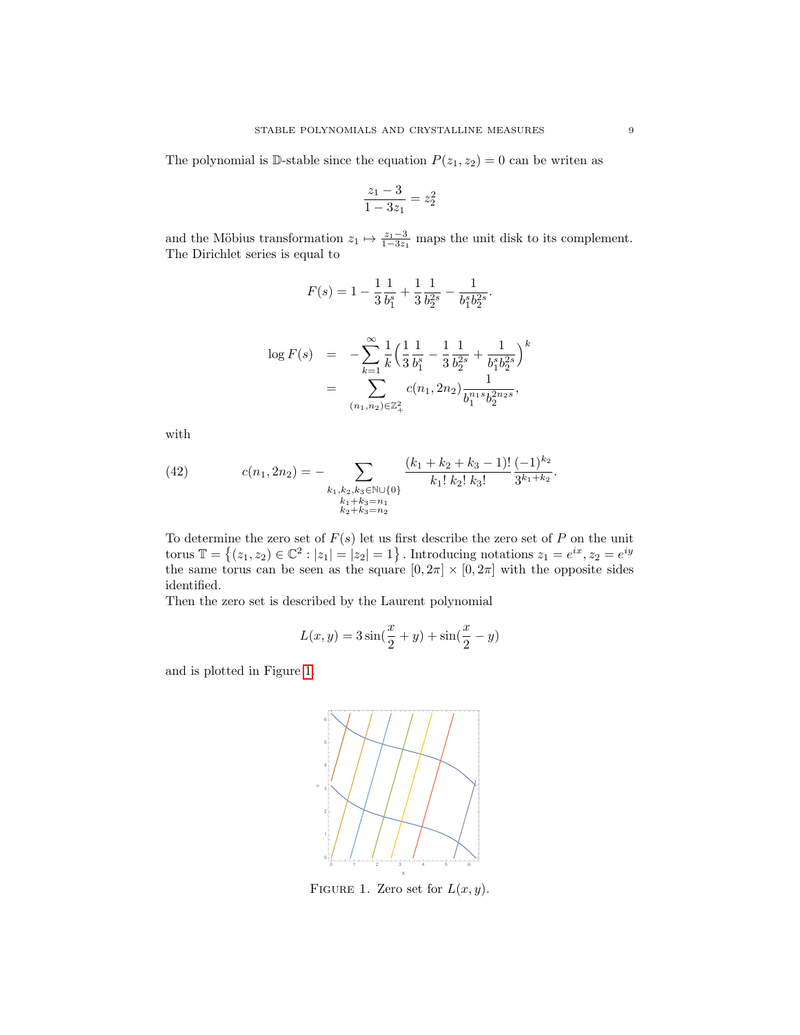The polynomial is $\mathbb{D}$-stable since the equation $P(z_1, z_2) = 0$ can be writen as

$$\frac{z_1 - 3}{1 - 3z_1} = z_2^2$$

and the Möbius transformation $z_1 \mapsto \frac{z_1-3}{1-3z_1}$ maps the unit disk to its complement. The Dirichlet series is equal to

$$F(s) = 1 - \frac{1}{3}\frac{1}{b_1^s} + \frac{1}{3}\frac{1}{b_2^{2s}} - \frac{1}{b_1^s b_2^{2s}}.$$

$$\begin{aligned}
\log F(s) &= -\sum_{k=1}^{\infty} \frac{1}{k}\Big(\frac{1}{3}\frac{1}{b_1^s} - \frac{1}{3}\frac{1}{b_2^{2s}} + \frac{1}{b_1^s b_2^{2s}}\Big)^k \\
&= \sum_{(n_1,n_2)\in\mathbb{Z}_+^2} c(n_1, 2n_2)\frac{1}{b_1^{n_1 s} b_2^{2n_2 s}},
\end{aligned}$$

with

$$c(n_1, 2n_2) = -\sum_{\substack{k_1,k_2,k_3\in\mathbb{N}\cup\{0\}\\ k_1+k_3=n_1\\ k_2+k_3=n_2}} \frac{(k_1+k_2+k_3-1)!}{k_1!\,k_2!\,k_3!}\frac{(-1)^{k_2}}{3^{k_1+k_2}}. \tag{42}$$

To determine the zero set of $F(s)$ let us first describe the zero set of $P$ on the unit torus $\mathbb{T} = \{(z_1, z_2) \in \mathbb{C}^2 : |z_1| = |z_2| = 1\}$. Introducing notations $z_1 = e^{ix}, z_2 = e^{iy}$ the same torus can be seen as the square $[0, 2\pi] \times [0, 2\pi]$ with the opposite sides identified.

Then the zero set is described by the Laurent polynomial

$$L(x, y) = 3\sin(\frac{x}{2} + y) + \sin(\frac{x}{2} - y)$$

and is plotted in Figure 1.

Figure 1. Zero set for $L(x, y)$.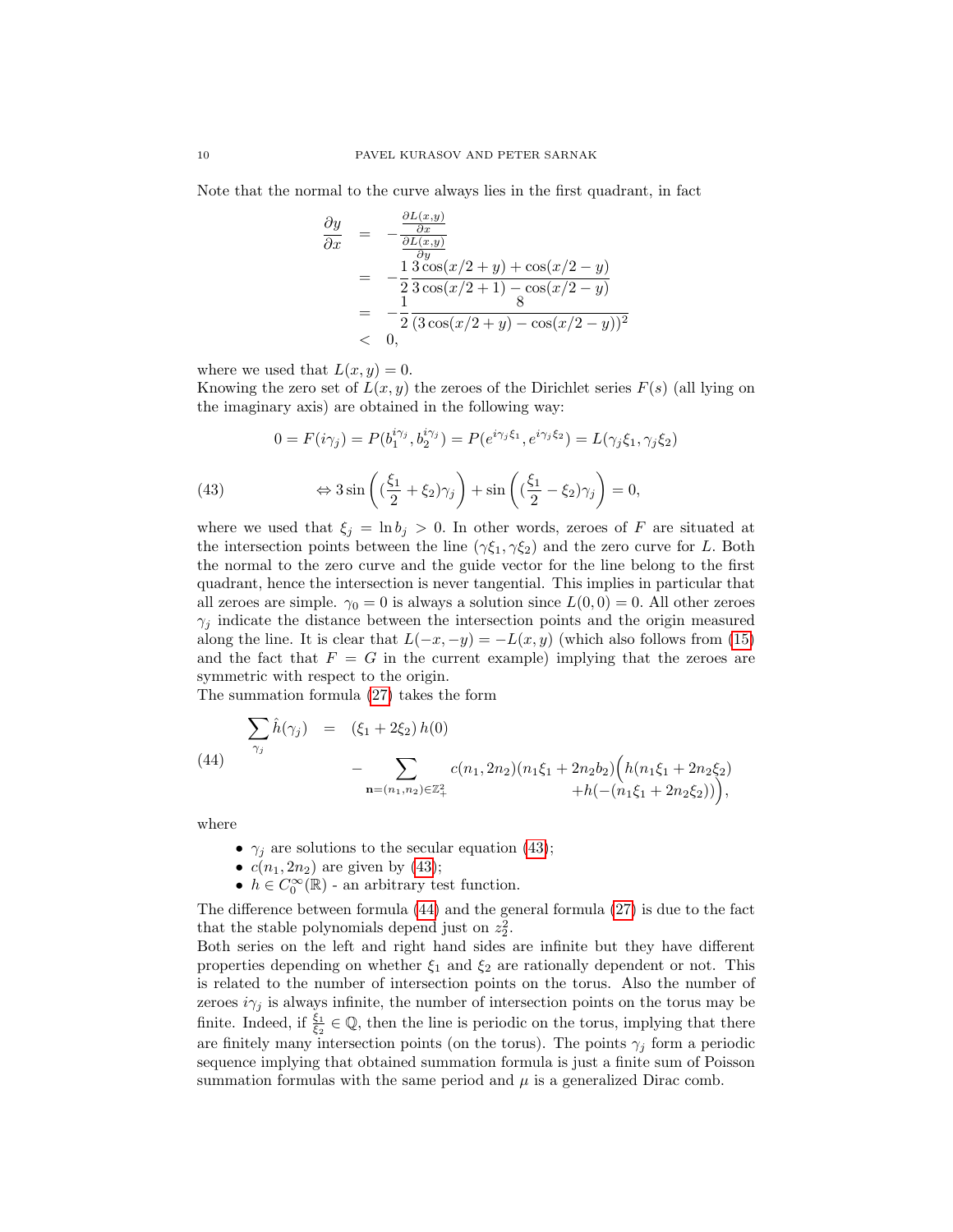Note that the normal to the curve always lies in the first quadrant, in fact

$$
\begin{aligned}
\frac{\partial y}{\partial x} &= -\frac{\frac{\partial L(x,y)}{\partial x}}{\frac{\partial L(x,y)}{\partial y}} \\
&= -\frac{1}{2}\frac{3\cos(x/2+y)+\cos(x/2-y)}{3\cos(x/2+1)-\cos(x/2-y)} \\
&= -\frac{1}{2}\frac{8}{(3\cos(x/2+y)-\cos(x/2-y))^2} \\
&< 0,
\end{aligned}
$$

where we used that $L(x,y)=0$.

Knowing the zero set of $L(x,y)$ the zeroes of the Dirichlet series $F(s)$ (all lying on the imaginary axis) are obtained in the following way:

$$
0 = F(i\gamma_j) = P(b_1^{i\gamma_j}, b_2^{i\gamma_j}) = P(e^{i\gamma_j\xi_1}, e^{i\gamma_j\xi_2}) = L(\gamma_j\xi_1, \gamma_j\xi_2)
$$

$$
\Leftrightarrow 3\sin\left((\frac{\xi_1}{2}+\xi_2)\gamma_j\right) + \sin\left((\frac{\xi_1}{2}-\xi_2)\gamma_j\right) = 0, \tag{43}
$$

where we used that $\xi_j = \ln b_j > 0$. In other words, zeroes of $F$ are situated at the intersection points between the line $(\gamma\xi_1, \gamma\xi_2)$ and the zero curve for $L$. Both the normal to the zero curve and the guide vector for the line belong to the first quadrant, hence the intersection is never tangential. This implies in particular that all zeroes are simple. $\gamma_0 = 0$ is always a solution since $L(0,0)=0$. All other zeroes $\gamma_j$ indicate the distance between the intersection points and the origin measured along the line. It is clear that $L(-x,-y) = -L(x,y)$ (which also follows from (15) and the fact that $F = G$ in the current example) implying that the zeroes are symmetric with respect to the origin.

The summation formula (27) takes the form

$$
\begin{aligned}
\sum_{\gamma_j}\hat{h}(\gamma_j) &= (\xi_1+2\xi_2)\,h(0) \\
&\quad - \sum_{\mathbf{n}=(n_1,n_2)\in\mathbb{Z}_+^2} c(n_1,2n_2)(n_1\xi_1+2n_2b_2)\Big(h(n_1\xi_1+2n_2\xi_2) \\
&\qquad\qquad\qquad + h(-(n_1\xi_1+2n_2\xi_2))\Big),
\end{aligned} \tag{44}
$$

where

- $\gamma_j$ are solutions to the secular equation (43);
- $c(n_1,2n_2)$ are given by (43);
- $h \in C_0^\infty(\mathbb{R})$ - an arbitrary test function.

The difference between formula (44) and the general formula (27) is due to the fact that the stable polynomials depend just on $z_2^2$.

Both series on the left and right hand sides are infinite but they have different properties depending on whether $\xi_1$ and $\xi_2$ are rationally dependent or not. This is related to the number of intersection points on the torus. Also the number of zeroes $i\gamma_j$ is always infinite, the number of intersection points on the torus may be finite. Indeed, if $\frac{\xi_1}{\xi_2} \in \mathbb{Q}$, then the line is periodic on the torus, implying that there are finitely many intersection points (on the torus). The points $\gamma_j$ form a periodic sequence implying that obtained summation formula is just a finite sum of Poisson summation formulas with the same period and $\mu$ is a generalized Dirac comb.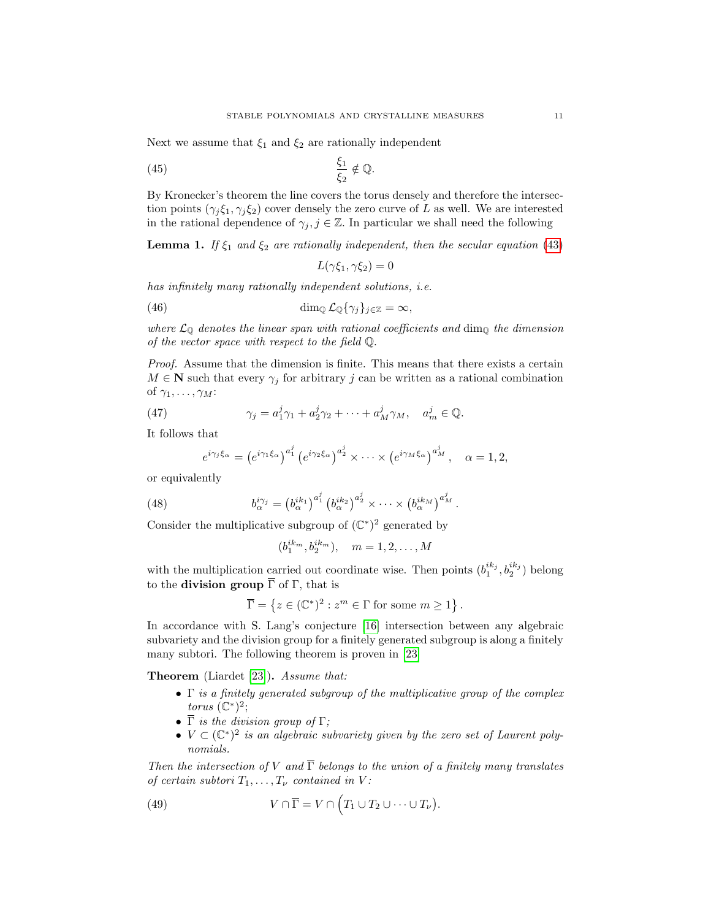Next we assume that $\xi_1$ and $\xi_2$ are rationally independent

$$\frac{\xi_1}{\xi_2} \notin \mathbb{Q}. \tag{45}$$

By Kronecker's theorem the line covers the torus densely and therefore the intersection points $(\gamma_j \xi_1, \gamma_j \xi_2)$ cover densely the zero curve of $L$ as well. We are interested in the rational dependence of $\gamma_j, j \in \mathbb{Z}$. In particular we shall need the following

**Lemma 1.** *If $\xi_1$ and $\xi_2$ are rationally independent, then the secular equation (43)*

$$L(\gamma\xi_1, \gamma\xi_2) = 0$$

*has infinitely many rationally independent solutions, i.e.*

$$\dim_{\mathbb{Q}} \mathcal{L}_{\mathbb{Q}}\{\gamma_j\}_{j\in\mathbb{Z}} = \infty, \tag{46}$$

*where $\mathcal{L}_{\mathbb{Q}}$ denotes the linear span with rational coefficients and $\dim_{\mathbb{Q}}$ the dimension of the vector space with respect to the field $\mathbb{Q}$.*

*Proof.* Assume that the dimension is finite. This means that there exists a certain $M \in \mathbf{N}$ such that every $\gamma_j$ for arbitrary $j$ can be written as a rational combination of $\gamma_1, \dots, \gamma_M$:

$$\gamma_j = a_1^j \gamma_1 + a_2^j \gamma_2 + \cdots + a_M^j \gamma_M, \quad a_m^j \in \mathbb{Q}. \tag{47}$$

It follows that

$$e^{i\gamma_j \xi_\alpha} = \left(e^{i\gamma_1 \xi_\alpha}\right)^{a_1^j} \left(e^{i\gamma_2 \xi_\alpha}\right)^{a_2^j} \times \cdots \times \left(e^{i\gamma_M \xi_\alpha}\right)^{a_M^j}, \quad \alpha = 1, 2,$$

or equivalently

$$b_\alpha^{i\gamma_j} = \left(b_\alpha^{ik_1}\right)^{a_1^j} \left(b_\alpha^{ik_2}\right)^{a_2^j} \times \cdots \times \left(b_\alpha^{ik_M}\right)^{a_M^j}. \tag{48}$$

Consider the multiplicative subgroup of $(\mathbb{C}^*)^2$ generated by

$$(b_1^{ik_m}, b_2^{ik_m}), \quad m = 1, 2, \dots, M$$

with the multiplication carried out coordinate wise. Then points $(b_1^{ik_j}, b_2^{ik_j})$ belong to the **division group** $\overline{\Gamma}$ of $\Gamma$, that is

$$\overline{\Gamma} = \left\{ z \in (\mathbb{C}^*)^2 : z^m \in \Gamma \text{ for some } m \geq 1 \right\}.$$

In accordance with S. Lang's conjecture [16] intersection between any algebraic subvariety and the division group for a finitely generated subgroup is along a finitely many subtori. The following theorem is proven in [23]

**Theorem** (Liardet [23])**.** *Assume that:*

- *$\Gamma$ is a finitely generated subgroup of the multiplicative group of the complex torus $(\mathbb{C}^*)^2$;*
- *$\overline{\Gamma}$ is the division group of $\Gamma$;*
- *$V \subset (\mathbb{C}^*)^2$ is an algebraic subvariety given by the zero set of Laurent polynomials.*

*Then the intersection of $V$ and $\overline{\Gamma}$ belongs to the union of a finitely many translates of certain subtori $T_1, \dots, T_\nu$ contained in $V$:*

$$V \cap \overline{\Gamma} = V \cap \Big(T_1 \cup T_2 \cup \cdots \cup T_\nu\Big). \tag{49}$$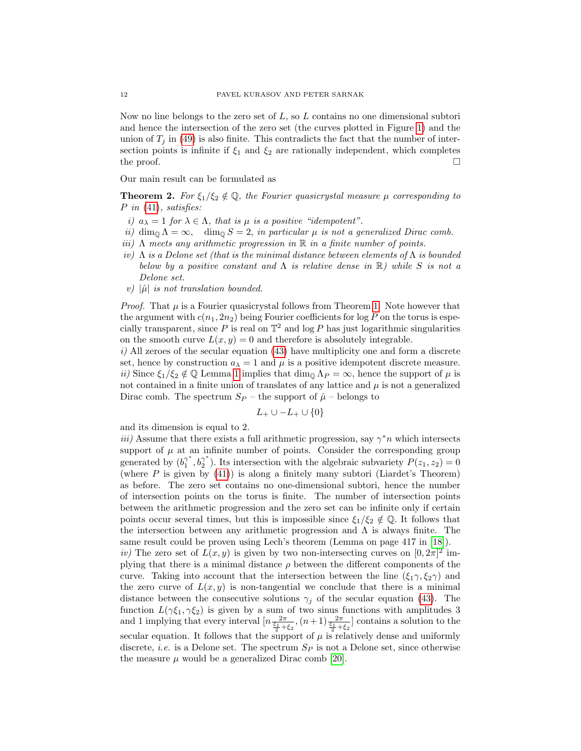Now no line belongs to the zero set of $L$, so $L$ contains no one dimensional subtori and hence the intersection of the zero set (the curves plotted in Figure 1) and the union of $T_j$ in (49) is also finite. This contradicts the fact that the number of intersection points is infinite if $\xi_1$ and $\xi_2$ are rationally independent, which completes the proof. $\square$

Our main result can be formulated as

**Theorem 2.** *For $\xi_1/\xi_2 \notin \mathbb{Q}$, the Fourier quasicrystal measure $\mu$ corresponding to $P$ in (41), satisfies:*

*i)* $a_\lambda = 1$ *for* $\lambda \in \Lambda$*, that is* $\mu$ *is a positive "idempotent".*

*ii)* $\dim_{\mathbb{Q}} \Lambda = \infty, \quad \dim_{\mathbb{Q}} S = 2$*, in particular* $\mu$ *is not a generalized Dirac comb.*

*iii)* $\Lambda$ *meets any arithmetic progression in* $\mathbb{R}$ *in a finite number of points.*

*iv)* $\Lambda$ *is a Delone set (that is the minimal distance between elements of* $\Lambda$ *is bounded below by a positive constant and* $\Lambda$ *is relative dense in* $\mathbb{R}$*) while* $S$ *is not a Delone set.*

*v)* $|\hat{\mu}|$ *is not translation bounded.*

*Proof.* That $\mu$ is a Fourier quasicrystal follows from Theorem 1. Note however that the argument with $c(n_1, 2n_2)$ being Fourier coefficients for $\log P$ on the torus is especially transparent, since $P$ is real on $\mathbb{T}^2$ and $\log P$ has just logarithmic singularities on the smooth curve $L(x,y) = 0$ and therefore is absolutely integrable.

*i)* All zeroes of the secular equation (43) have multiplicity one and form a discrete set, hence by construction $a_\lambda = 1$ and $\mu$ is a positive idempotent discrete measure.

*ii)* Since $\xi_1/\xi_2 \notin \mathbb{Q}$ Lemma 1 implies that $\dim_{\mathbb{Q}} \Lambda_P = \infty$, hence the support of $\mu$ is not contained in a finite union of translates of any lattice and $\mu$ is not a generalized Dirac comb. The spectrum $S_P$ – the support of $\hat{\mu}$ – belongs to

$$L_+ \cup -L_+ \cup \{0\}$$

and its dimension is equal to 2.

*iii)* Assume that there exists a full arithmetic progression, say $\gamma^* n$ which intersects support of $\mu$ at an infinite number of points. Consider the corresponding group generated by $(b_1^{\gamma^*}, b_2^{\gamma^*})$. Its intersection with the algebraic subvariety $P(z_1, z_2) = 0$ (where $P$ is given by (41)) is along a finitely many subtori (Liardet's Theorem) as before. The zero set contains no one-dimensional subtori, hence the number of intersection points on the torus is finite. The number of intersection points between the arithmetic progression and the zero set can be infinite only if certain points occur several times, but this is impossible since $\xi_1/\xi_2 \notin \mathbb{Q}$. It follows that the intersection between any arithmetic progression and $\Lambda$ is always finite. The same result could be proven using Lech's theorem (Lemma on page 417 in [18]).

*iv)* The zero set of $L(x,y)$ is given by two non-intersecting curves on $[0, 2\pi]^2$ implying that there is a minimal distance $\rho$ between the different components of the curve. Taking into account that the intersection between the line $(\xi_1 \gamma, \xi_2 \gamma)$ and the zero curve of $L(x,y)$ is non-tangential we conclude that there is a minimal distance between the consecutive solutions $\gamma_j$ of the secular equation (43). The function $L(\gamma \xi_1, \gamma \xi_2)$ is given by a sum of two sinus functions with amplitudes 3 and 1 implying that every interval $[n \frac{2\pi}{\frac{\xi_1}{2} + \xi_2}, (n+1) \frac{2\pi}{\frac{\xi_1}{2} + \xi_2}]$ contains a solution to the secular equation. It follows that the support of $\mu$ is relatively dense and uniformly discrete, *i.e.* is a Delone set. The spectrum $S_P$ is not a Delone set, since otherwise the measure $\mu$ would be a generalized Dirac comb [20].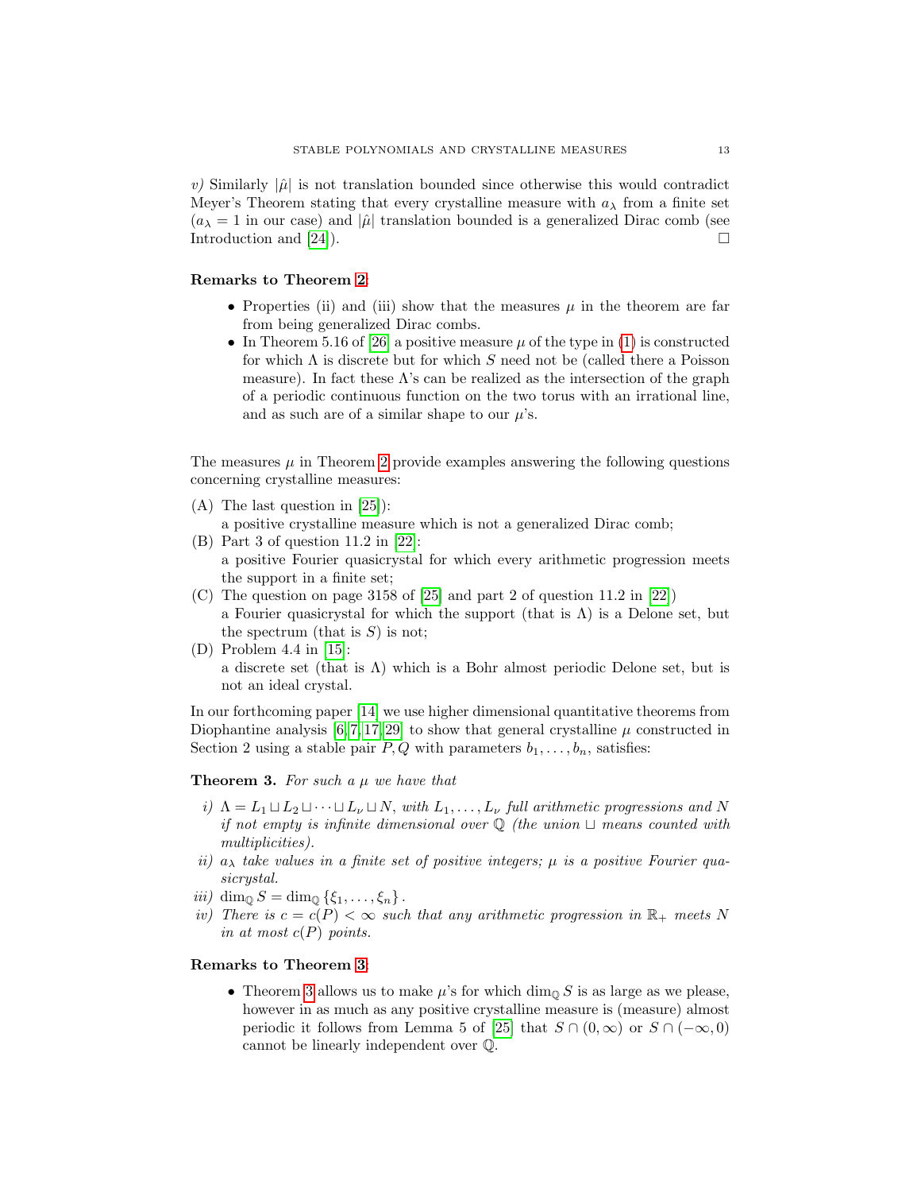*v)* Similarly $|\hat{\mu}|$ is not translation bounded since otherwise this would contradict Meyer's Theorem stating that every crystalline measure with $a_\lambda$ from a finite set ($a_\lambda = 1$ in our case) and $|\hat{\mu}|$ translation bounded is a generalized Dirac comb (see Introduction and [24]). □

**Remarks to Theorem 2:**

- Properties (ii) and (iii) show that the measures $\mu$ in the theorem are far from being generalized Dirac combs.
- In Theorem 5.16 of [26] a positive measure $\mu$ of the type in (1) is constructed for which $\Lambda$ is discrete but for which $S$ need not be (called there a Poisson measure). In fact these $\Lambda$'s can be realized as the intersection of the graph of a periodic continuous function on the two torus with an irrational line, and as such are of a similar shape to our $\mu$'s.

The measures $\mu$ in Theorem 2 provide examples answering the following questions concerning crystalline measures:

(A) The last question in [25]):
a positive crystalline measure which is not a generalized Dirac comb;

(B) Part 3 of question 11.2 in [22]:
a positive Fourier quasicrystal for which every arithmetic progression meets the support in a finite set;

(C) The question on page 3158 of [25] and part 2 of question 11.2 in [22])
a Fourier quasicrystal for which the support (that is $\Lambda$) is a Delone set, but the spectrum (that is $S$) is not;

(D) Problem 4.4 in [15]:
a discrete set (that is $\Lambda$) which is a Bohr almost periodic Delone set, but is not an ideal crystal.

In our forthcoming paper [14] we use higher dimensional quantitative theorems from Diophantine analysis [6, 7, 17, 29] to show that general crystalline $\mu$ constructed in Section 2 using a stable pair $P, Q$ with parameters $b_1, \ldots, b_n$, satisfies:

**Theorem 3.** *For such a $\mu$ we have that*

*i)* $\Lambda = L_1 \sqcup L_2 \sqcup \cdots \sqcup L_\nu \sqcup N$*, with $L_1, \ldots, L_\nu$ full arithmetic progressions and $N$ if not empty is infinite dimensional over $\mathbb{Q}$ (the union $\sqcup$ means counted with multiplicities).*

*ii)* *$a_\lambda$ take values in a finite set of positive integers; $\mu$ is a positive Fourier quasicrystal.*

*iii)* $\dim_{\mathbb{Q}} S = \dim_{\mathbb{Q}} \{\xi_1, \ldots, \xi_n\}$.

*iv)* *There is $c = c(P) < \infty$ such that any arithmetic progression in $\mathbb{R}_+$ meets $N$ in at most $c(P)$ points.*

**Remarks to Theorem 3:**

- Theorem 3 allows us to make $\mu$'s for which $\dim_{\mathbb{Q}} S$ is as large as we please, however in as much as any positive crystalline measure is (measure) almost periodic it follows from Lemma 5 of [25] that $S \cap (0, \infty)$ or $S \cap (-\infty, 0)$ cannot be linearly independent over $\mathbb{Q}$.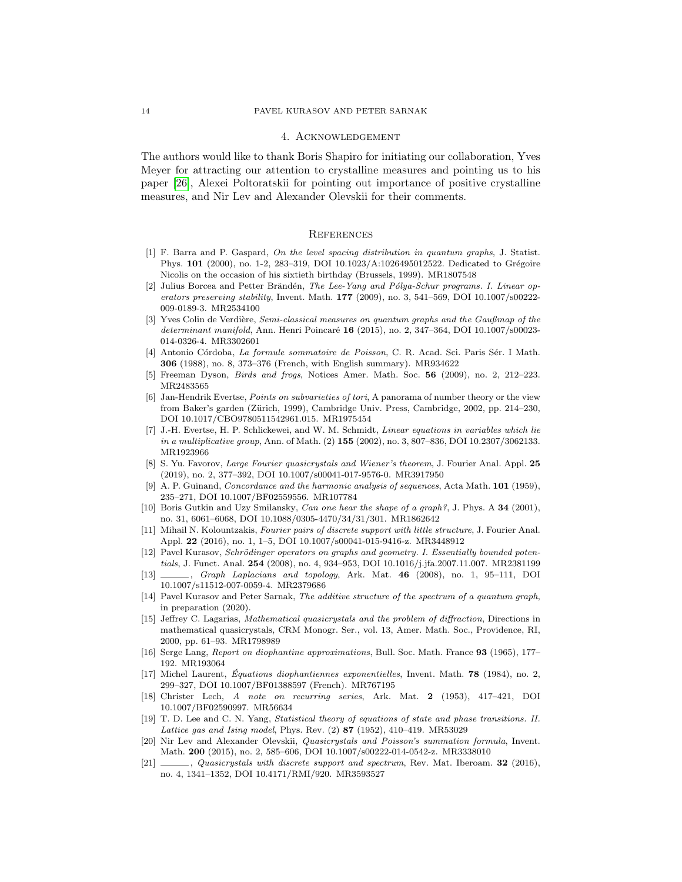## 4. Acknowledgement

The authors would like to thank Boris Shapiro for initiating our collaboration, Yves Meyer for attracting our attention to crystalline measures and pointing us to his paper [26], Alexei Poltoratskii for pointing out importance of positive crystalline measures, and Nir Lev and Alexander Olevskii for their comments.

## References

[1] F. Barra and P. Gaspard, *On the level spacing distribution in quantum graphs*, J. Statist. Phys. **101** (2000), no. 1-2, 283–319, DOI 10.1023/A:1026495012522. Dedicated to Grégoire Nicolis on the occasion of his sixtieth birthday (Brussels, 1999). MR1807548

[2] Julius Borcea and Petter Brändén, *The Lee-Yang and Pólya-Schur programs. I. Linear operators preserving stability*, Invent. Math. **177** (2009), no. 3, 541–569, DOI 10.1007/s00222-009-0189-3. MR2534100

[3] Yves Colin de Verdière, *Semi-classical measures on quantum graphs and the Gaußmap of the determinant manifold*, Ann. Henri Poincaré **16** (2015), no. 2, 347–364, DOI 10.1007/s00023-014-0326-4. MR3302601

[4] Antonio Córdoba, *La formule sommatoire de Poisson*, C. R. Acad. Sci. Paris Sér. I Math. **306** (1988), no. 8, 373–376 (French, with English summary). MR934622

[5] Freeman Dyson, *Birds and frogs*, Notices Amer. Math. Soc. **56** (2009), no. 2, 212–223. MR2483565

[6] Jan-Hendrik Evertse, *Points on subvarieties of tori*, A panorama of number theory or the view from Baker's garden (Zürich, 1999), Cambridge Univ. Press, Cambridge, 2002, pp. 214–230, DOI 10.1017/CBO9780511542961.015. MR1975454

[7] J.-H. Evertse, H. P. Schlickewei, and W. M. Schmidt, *Linear equations in variables which lie in a multiplicative group*, Ann. of Math. (2) **155** (2002), no. 3, 807–836, DOI 10.2307/3062133. MR1923966

[8] S. Yu. Favorov, *Large Fourier quasicrystals and Wiener's theorem*, J. Fourier Anal. Appl. **25** (2019), no. 2, 377–392, DOI 10.1007/s00041-017-9576-0. MR3917950

[9] A. P. Guinand, *Concordance and the harmonic analysis of sequences*, Acta Math. **101** (1959), 235–271, DOI 10.1007/BF02559556. MR107784

[10] Boris Gutkin and Uzy Smilansky, *Can one hear the shape of a graph?*, J. Phys. A **34** (2001), no. 31, 6061–6068, DOI 10.1088/0305-4470/34/31/301. MR1862642

[11] Mihail N. Kolountzakis, *Fourier pairs of discrete support with little structure*, J. Fourier Anal. Appl. **22** (2016), no. 1, 1–5, DOI 10.1007/s00041-015-9416-z. MR3448912

[12] Pavel Kurasov, *Schrödinger operators on graphs and geometry. I. Essentially bounded potentials*, J. Funct. Anal. **254** (2008), no. 4, 934–953, DOI 10.1016/j.jfa.2007.11.007. MR2381199

[13] ______, *Graph Laplacians and topology*, Ark. Mat. **46** (2008), no. 1, 95–111, DOI 10.1007/s11512-007-0059-4. MR2379686

[14] Pavel Kurasov and Peter Sarnak, *The additive structure of the spectrum of a quantum graph*, in preparation (2020).

[15] Jeffrey C. Lagarias, *Mathematical quasicrystals and the problem of diffraction*, Directions in mathematical quasicrystals, CRM Monogr. Ser., vol. 13, Amer. Math. Soc., Providence, RI, 2000, pp. 61–93. MR1798989

[16] Serge Lang, *Report on diophantine approximations*, Bull. Soc. Math. France **93** (1965), 177–192. MR193064

[17] Michel Laurent, *Équations diophantiennes exponentielles*, Invent. Math. **78** (1984), no. 2, 299–327, DOI 10.1007/BF01388597 (French). MR767195

[18] Christer Lech, *A note on recurring series*, Ark. Mat. **2** (1953), 417–421, DOI 10.1007/BF02590997. MR56634

[19] T. D. Lee and C. N. Yang, *Statistical theory of equations of state and phase transitions. II. Lattice gas and Ising model*, Phys. Rev. (2) **87** (1952), 410–419. MR53029

[20] Nir Lev and Alexander Olevskii, *Quasicrystals and Poisson's summation formula*, Invent. Math. **200** (2015), no. 2, 585–606, DOI 10.1007/s00222-014-0542-z. MR3338010

[21] ______, *Quasicrystals with discrete support and spectrum*, Rev. Mat. Iberoam. **32** (2016), no. 4, 1341–1352, DOI 10.4171/RMI/920. MR3593527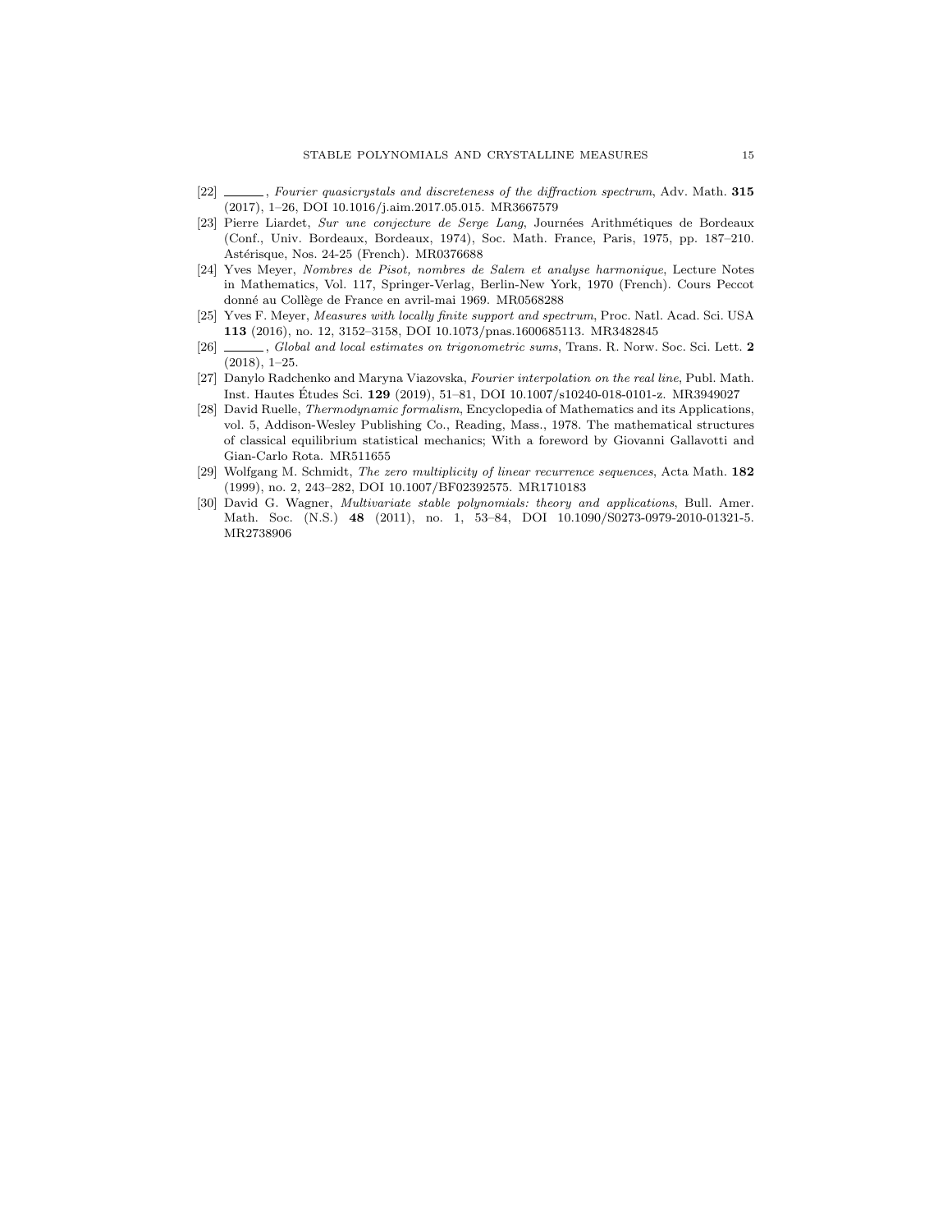[22] ———, *Fourier quasicrystals and discreteness of the diffraction spectrum*, Adv. Math. **315** (2017), 1–26, DOI 10.1016/j.aim.2017.05.015. MR3667579

[23] Pierre Liardet, *Sur une conjecture de Serge Lang*, Journées Arithmétiques de Bordeaux (Conf., Univ. Bordeaux, Bordeaux, 1974), Soc. Math. France, Paris, 1975, pp. 187–210. Astérisque, Nos. 24-25 (French). MR0376688

[24] Yves Meyer, *Nombres de Pisot, nombres de Salem et analyse harmonique*, Lecture Notes in Mathematics, Vol. 117, Springer-Verlag, Berlin-New York, 1970 (French). Cours Peccot donné au Collège de France en avril-mai 1969. MR0568288

[25] Yves F. Meyer, *Measures with locally finite support and spectrum*, Proc. Natl. Acad. Sci. USA **113** (2016), no. 12, 3152–3158, DOI 10.1073/pnas.1600685113. MR3482845

[26] ———, *Global and local estimates on trigonometric sums*, Trans. R. Norw. Soc. Sci. Lett. **2** (2018), 1–25.

[27] Danylo Radchenko and Maryna Viazovska, *Fourier interpolation on the real line*, Publ. Math. Inst. Hautes Études Sci. **129** (2019), 51–81, DOI 10.1007/s10240-018-0101-z. MR3949027

[28] David Ruelle, *Thermodynamic formalism*, Encyclopedia of Mathematics and its Applications, vol. 5, Addison-Wesley Publishing Co., Reading, Mass., 1978. The mathematical structures of classical equilibrium statistical mechanics; With a foreword by Giovanni Gallavotti and Gian-Carlo Rota. MR511655

[29] Wolfgang M. Schmidt, *The zero multiplicity of linear recurrence sequences*, Acta Math. **182** (1999), no. 2, 243–282, DOI 10.1007/BF02392575. MR1710183

[30] David G. Wagner, *Multivariate stable polynomials: theory and applications*, Bull. Amer. Math. Soc. (N.S.) **48** (2011), no. 1, 53–84, DOI 10.1090/S0273-0979-2010-01321-5. MR2738906